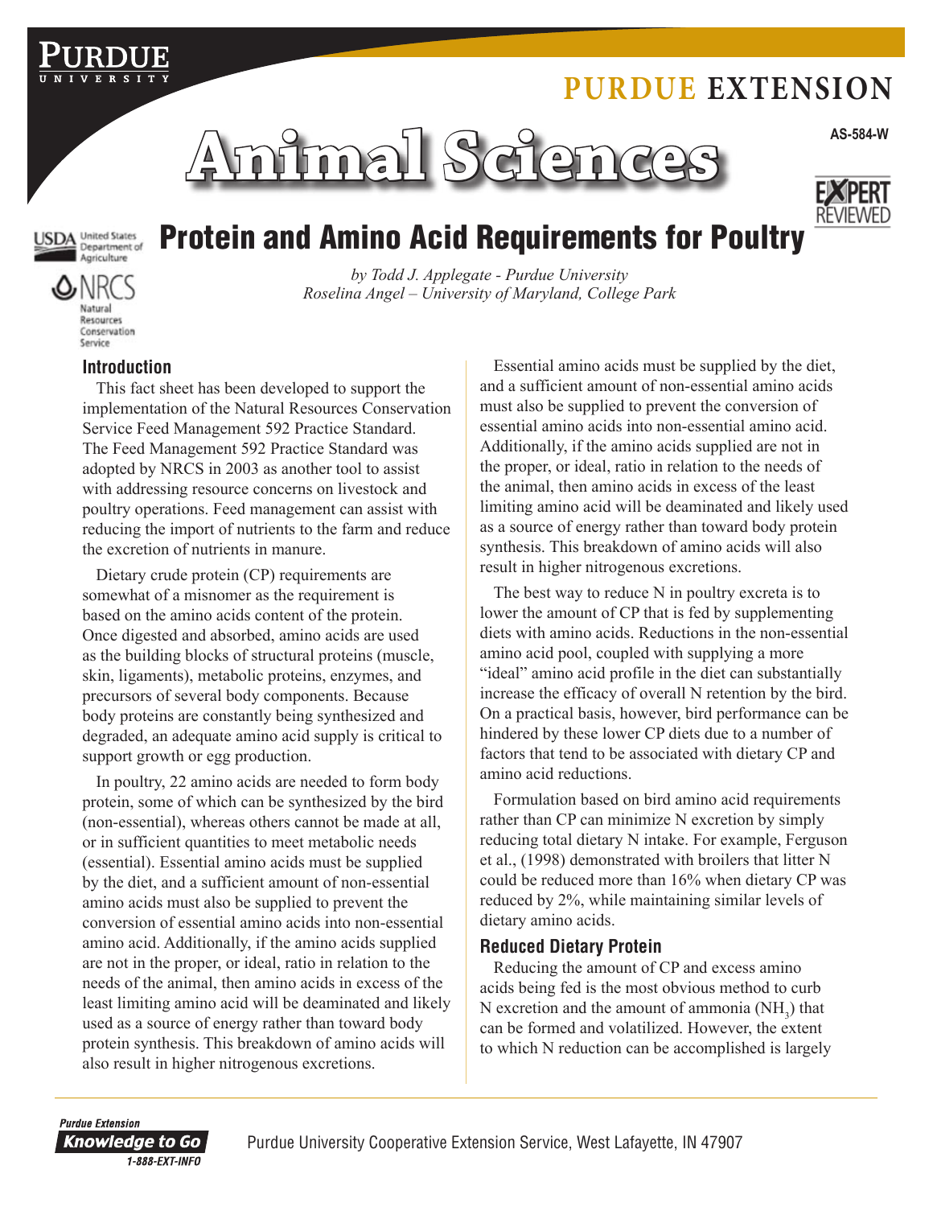PURDUE EXTENSION

# Animal Sciences

AS-584-W

# Protein and Amino Acid Requirements for Poultry

*by Todd J. Applegate - Purdue University*
*Roselina Angel – University of Maryland, College Park*

## Introduction

This fact sheet has been developed to support the implementation of the Natural Resources Conservation Service Feed Management 592 Practice Standard. The Feed Management 592 Practice Standard was adopted by NRCS in 2003 as another tool to assist with addressing resource concerns on livestock and poultry operations. Feed management can assist with reducing the import of nutrients to the farm and reduce the excretion of nutrients in manure.

Dietary crude protein (CP) requirements are somewhat of a misnomer as the requirement is based on the amino acids content of the protein. Once digested and absorbed, amino acids are used as the building blocks of structural proteins (muscle, skin, ligaments), metabolic proteins, enzymes, and precursors of several body components. Because body proteins are constantly being synthesized and degraded, an adequate amino acid supply is critical to support growth or egg production.

In poultry, 22 amino acids are needed to form body protein, some of which can be synthesized by the bird (non-essential), whereas others cannot be made at all, or in sufficient quantities to meet metabolic needs (essential). Essential amino acids must be supplied by the diet, and a sufficient amount of non-essential amino acids must also be supplied to prevent the conversion of essential amino acids into non-essential amino acid. Additionally, if the amino acids supplied are not in the proper, or ideal, ratio in relation to the needs of the animal, then amino acids in excess of the least limiting amino acid will be deaminated and likely used as a source of energy rather than toward body protein synthesis. This breakdown of amino acids will also result in higher nitrogenous excretions.

Essential amino acids must be supplied by the diet, and a sufficient amount of non-essential amino acids must also be supplied to prevent the conversion of essential amino acids into non-essential amino acid. Additionally, if the amino acids supplied are not in the proper, or ideal, ratio in relation to the needs of the animal, then amino acids in excess of the least limiting amino acid will be deaminated and likely used as a source of energy rather than toward body protein synthesis. This breakdown of amino acids will also result in higher nitrogenous excretions.

The best way to reduce N in poultry excreta is to lower the amount of CP that is fed by supplementing diets with amino acids. Reductions in the non-essential amino acid pool, coupled with supplying a more "ideal" amino acid profile in the diet can substantially increase the efficacy of overall N retention by the bird. On a practical basis, however, bird performance can be hindered by these lower CP diets due to a number of factors that tend to be associated with dietary CP and amino acid reductions.

Formulation based on bird amino acid requirements rather than CP can minimize N excretion by simply reducing total dietary N intake. For example, Ferguson et al., (1998) demonstrated with broilers that litter N could be reduced more than 16% when dietary CP was reduced by 2%, while maintaining similar levels of dietary amino acids.

### Reduced Dietary Protein

Reducing the amount of CP and excess amino acids being fed is the most obvious method to curb N excretion and the amount of ammonia ($NH_3$) that can be formed and volatilized. However, the extent to which N reduction can be accomplished is largely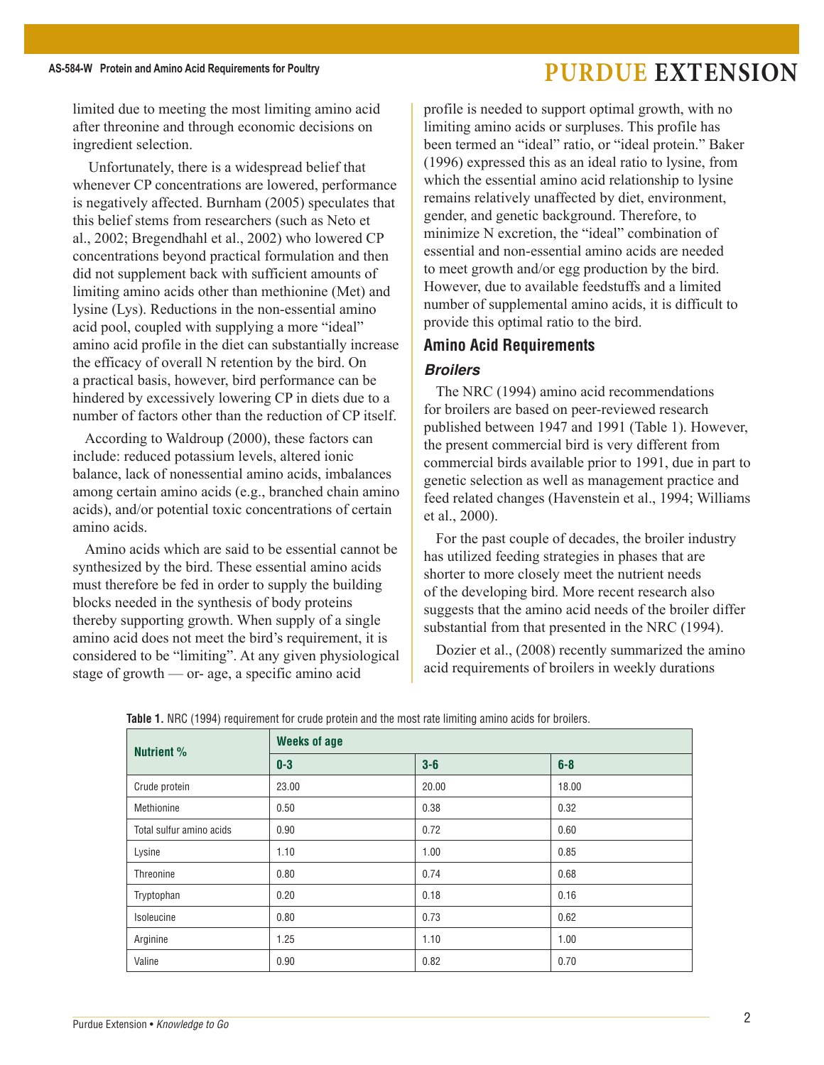limited due to meeting the most limiting amino acid after threonine and through economic decisions on ingredient selection.

Unfortunately, there is a widespread belief that whenever CP concentrations are lowered, performance is negatively affected. Burnham (2005) speculates that this belief stems from researchers (such as Neto et al., 2002; Bregendhahl et al., 2002) who lowered CP concentrations beyond practical formulation and then did not supplement back with sufficient amounts of limiting amino acids other than methionine (Met) and lysine (Lys). Reductions in the non-essential amino acid pool, coupled with supplying a more "ideal" amino acid profile in the diet can substantially increase the efficacy of overall N retention by the bird. On a practical basis, however, bird performance can be hindered by excessively lowering CP in diets due to a number of factors other than the reduction of CP itself.

According to Waldroup (2000), these factors can include: reduced potassium levels, altered ionic balance, lack of nonessential amino acids, imbalances among certain amino acids (e.g., branched chain amino acids), and/or potential toxic concentrations of certain amino acids.

Amino acids which are said to be essential cannot be synthesized by the bird. These essential amino acids must therefore be fed in order to supply the building blocks needed in the synthesis of body proteins thereby supporting growth. When supply of a single amino acid does not meet the bird's requirement, it is considered to be "limiting". At any given physiological stage of growth — or- age, a specific amino acid profile is needed to support optimal growth, with no limiting amino acids or surpluses. This profile has been termed an "ideal" ratio, or "ideal protein." Baker (1996) expressed this as an ideal ratio to lysine, from which the essential amino acid relationship to lysine remains relatively unaffected by diet, environment, gender, and genetic background. Therefore, to minimize N excretion, the "ideal" combination of essential and non-essential amino acids are needed to meet growth and/or egg production by the bird. However, due to available feedstuffs and a limited number of supplemental amino acids, it is difficult to provide this optimal ratio to the bird.

## Amino Acid Requirements

### *Broilers*

The NRC (1994) amino acid recommendations for broilers are based on peer-reviewed research published between 1947 and 1991 (Table 1). However, the present commercial bird is very different from commercial birds available prior to 1991, due in part to genetic selection as well as management practice and feed related changes (Havenstein et al., 1994; Williams et al., 2000).

For the past couple of decades, the broiler industry has utilized feeding strategies in phases that are shorter to more closely meet the nutrient needs of the developing bird. More recent research also suggests that the amino acid needs of the broiler differ substantial from that presented in the NRC (1994).

Dozier et al., (2008) recently summarized the amino acid requirements of broilers in weekly durations

**Table 1.** NRC (1994) requirement for crude protein and the most rate limiting amino acids for broilers.

| Nutrient % | Weeks of age | | |
|---|---|---|---|
| | 0-3 | 3-6 | 6-8 |
| Crude protein | 23.00 | 20.00 | 18.00 |
| Methionine | 0.50 | 0.38 | 0.32 |
| Total sulfur amino acids | 0.90 | 0.72 | 0.60 |
| Lysine | 1.10 | 1.00 | 0.85 |
| Threonine | 0.80 | 0.74 | 0.68 |
| Tryptophan | 0.20 | 0.18 | 0.16 |
| Isoleucine | 0.80 | 0.73 | 0.62 |
| Arginine | 1.25 | 1.10 | 1.00 |
| Valine | 0.90 | 0.82 | 0.70 |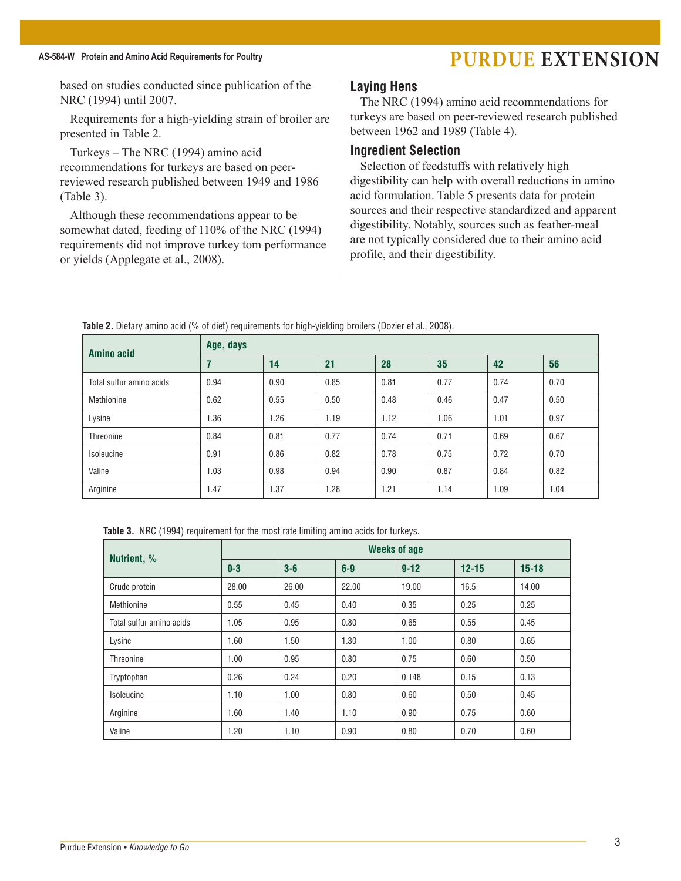based on studies conducted since publication of the NRC (1994) until 2007.

Requirements for a high-yielding strain of broiler are presented in Table 2.

Turkeys – The NRC (1994) amino acid recommendations for turkeys are based on peer-reviewed research published between 1949 and 1986 (Table 3).

Although these recommendations appear to be somewhat dated, feeding of 110% of the NRC (1994) requirements did not improve turkey tom performance or yields (Applegate et al., 2008).

## Laying Hens

The NRC (1994) amino acid recommendations for turkeys are based on peer-reviewed research published between 1962 and 1989 (Table 4).

## Ingredient Selection

Selection of feedstuffs with relatively high digestibility can help with overall reductions in amino acid formulation. Table 5 presents data for protein sources and their respective standardized and apparent digestibility. Notably, sources such as feather-meal are not typically considered due to their amino acid profile, and their digestibility.

**Table 2.** Dietary amino acid (% of diet) requirements for high-yielding broilers (Dozier et al., 2008).

| Amino acid | Age, days | | | | | | |
|---|---|---|---|---|---|---|---|
| | 7 | 14 | 21 | 28 | 35 | 42 | 56 |
| Total sulfur amino acids | 0.94 | 0.90 | 0.85 | 0.81 | 0.77 | 0.74 | 0.70 |
| Methionine | 0.62 | 0.55 | 0.50 | 0.48 | 0.46 | 0.47 | 0.50 |
| Lysine | 1.36 | 1.26 | 1.19 | 1.12 | 1.06 | 1.01 | 0.97 |
| Threonine | 0.84 | 0.81 | 0.77 | 0.74 | 0.71 | 0.69 | 0.67 |
| Isoleucine | 0.91 | 0.86 | 0.82 | 0.78 | 0.75 | 0.72 | 0.70 |
| Valine | 1.03 | 0.98 | 0.94 | 0.90 | 0.87 | 0.84 | 0.82 |
| Arginine | 1.47 | 1.37 | 1.28 | 1.21 | 1.14 | 1.09 | 1.04 |

**Table 3.** NRC (1994) requirement for the most rate limiting amino acids for turkeys.

| Nutrient, % | Weeks of age | | | | | |
|---|---|---|---|---|---|---|
| | 0-3 | 3-6 | 6-9 | 9-12 | 12-15 | 15-18 |
| Crude protein | 28.00 | 26.00 | 22.00 | 19.00 | 16.5 | 14.00 |
| Methionine | 0.55 | 0.45 | 0.40 | 0.35 | 0.25 | 0.25 |
| Total sulfur amino acids | 1.05 | 0.95 | 0.80 | 0.65 | 0.55 | 0.45 |
| Lysine | 1.60 | 1.50 | 1.30 | 1.00 | 0.80 | 0.65 |
| Threonine | 1.00 | 0.95 | 0.80 | 0.75 | 0.60 | 0.50 |
| Tryptophan | 0.26 | 0.24 | 0.20 | 0.148 | 0.15 | 0.13 |
| Isoleucine | 1.10 | 1.00 | 0.80 | 0.60 | 0.50 | 0.45 |
| Arginine | 1.60 | 1.40 | 1.10 | 0.90 | 0.75 | 0.60 |
| Valine | 1.20 | 1.10 | 0.90 | 0.80 | 0.70 | 0.60 |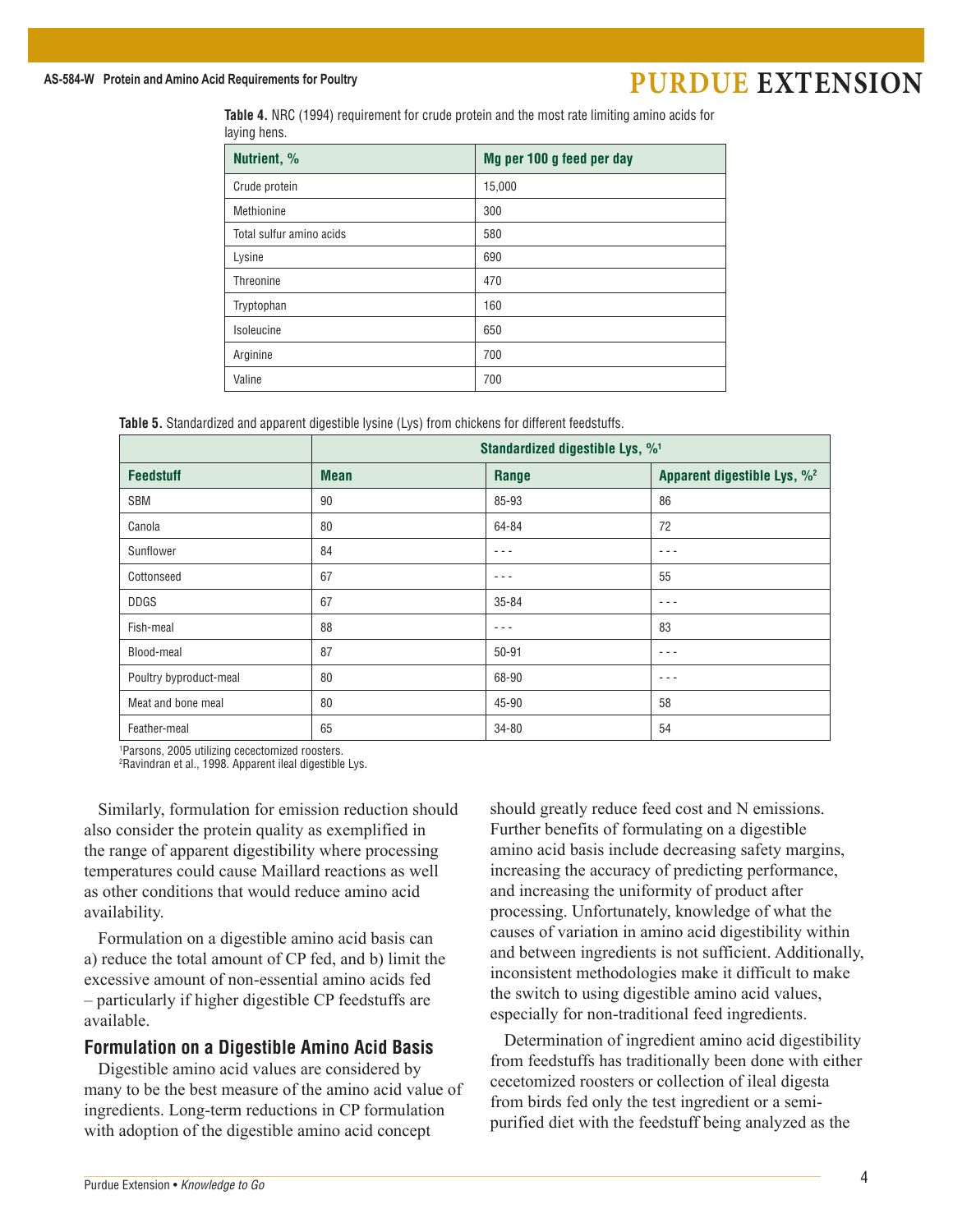**Table 4.** NRC (1994) requirement for crude protein and the most rate limiting amino acids for laying hens.

| Nutrient, % | Mg per 100 g feed per day |
|---|---|
| Crude protein | 15,000 |
| Methionine | 300 |
| Total sulfur amino acids | 580 |
| Lysine | 690 |
| Threonine | 470 |
| Tryptophan | 160 |
| Isoleucine | 650 |
| Arginine | 700 |
| Valine | 700 |

**Table 5.** Standardized and apparent digestible lysine (Lys) from chickens for different feedstuffs.

| | Standardized digestible Lys, %[1] | | |
|---|---|---|---|
| **Feedstuff** | **Mean** | **Range** | **Apparent digestible Lys, %[2]** |
| SBM | 90 | 85-93 | 86 |
| Canola | 80 | 64-84 | 72 |
| Sunflower | 84 | - - - | - - - |
| Cottonseed | 67 | - - - | 55 |
| DDGS | 67 | 35-84 | - - - |
| Fish-meal | 88 | - - - | 83 |
| Blood-meal | 87 | 50-91 | - - - |
| Poultry byproduct-meal | 80 | 68-90 | - - - |
| Meat and bone meal | 80 | 45-90 | 58 |
| Feather-meal | 65 | 34-80 | 54 |

[1]Parsons, 2005 utilizing cecectomized roosters.
[2]Ravindran et al., 1998. Apparent ileal digestible Lys.

Similarly, formulation for emission reduction should also consider the protein quality as exemplified in the range of apparent digestibility where processing temperatures could cause Maillard reactions as well as other conditions that would reduce amino acid availability.

Formulation on a digestible amino acid basis can a) reduce the total amount of CP fed, and b) limit the excessive amount of non-essential amino acids fed – particularly if higher digestible CP feedstuffs are available.

### Formulation on a Digestible Amino Acid Basis

Digestible amino acid values are considered by many to be the best measure of the amino acid value of ingredients. Long-term reductions in CP formulation with adoption of the digestible amino acid concept should greatly reduce feed cost and N emissions. Further benefits of formulating on a digestible amino acid basis include decreasing safety margins, increasing the accuracy of predicting performance, and increasing the uniformity of product after processing. Unfortunately, knowledge of what the causes of variation in amino acid digestibility within and between ingredients is not sufficient. Additionally, inconsistent methodologies make it difficult to make the switch to using digestible amino acid values, especially for non-traditional feed ingredients.

Determination of ingredient amino acid digestibility from feedstuffs has traditionally been done with either cecetomized roosters or collection of ileal digesta from birds fed only the test ingredient or a semi-purified diet with the feedstuff being analyzed as the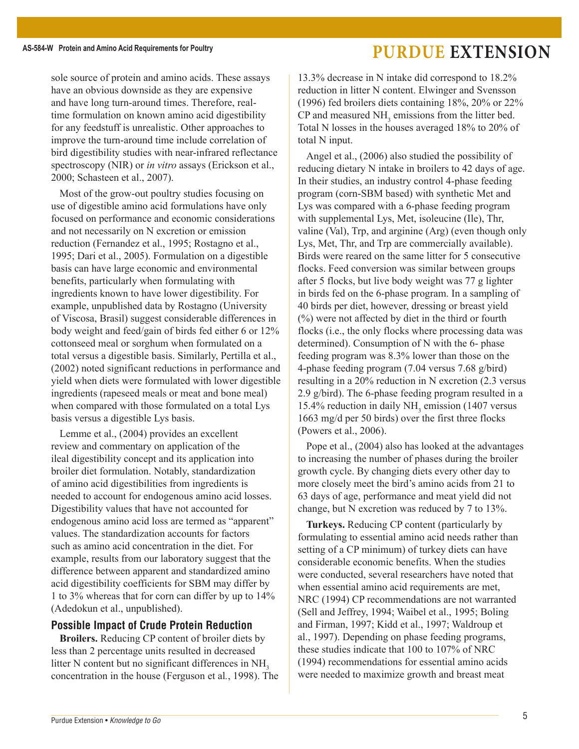sole source of protein and amino acids. These assays have an obvious downside as they are expensive and have long turn-around times. Therefore, real-time formulation on known amino acid digestibility for any feedstuff is unrealistic. Other approaches to improve the turn-around time include correlation of bird digestibility studies with near-infrared reflectance spectroscopy (NIR) or *in vitro* assays (Erickson et al., 2000; Schasteen et al., 2007).

Most of the grow-out poultry studies focusing on use of digestible amino acid formulations have only focused on performance and economic considerations and not necessarily on N excretion or emission reduction (Fernandez et al., 1995; Rostagno et al., 1995; Dari et al., 2005). Formulation on a digestible basis can have large economic and environmental benefits, particularly when formulating with ingredients known to have lower digestibility. For example, unpublished data by Rostagno (University of Viscosa, Brasil) suggest considerable differences in body weight and feed/gain of birds fed either 6 or 12% cottonseed meal or sorghum when formulated on a total versus a digestible basis. Similarly, Pertilla et al., (2002) noted significant reductions in performance and yield when diets were formulated with lower digestible ingredients (rapeseed meals or meat and bone meal) when compared with those formulated on a total Lys basis versus a digestible Lys basis.

Lemme et al., (2004) provides an excellent review and commentary on application of the ileal digestibility concept and its application into broiler diet formulation. Notably, standardization of amino acid digestibilities from ingredients is needed to account for endogenous amino acid losses. Digestibility values that have not accounted for endogenous amino acid loss are termed as "apparent" values. The standardization accounts for factors such as amino acid concentration in the diet. For example, results from our laboratory suggest that the difference between apparent and standardized amino acid digestibility coefficients for SBM may differ by 1 to 3% whereas that for corn can differ by up to 14% (Adedokun et al., unpublished).

## Possible Impact of Crude Protein Reduction

**Broilers.** Reducing CP content of broiler diets by less than 2 percentage units resulted in decreased litter N content but no significant differences in $NH_3$ concentration in the house (Ferguson et al., 1998). The 13.3% decrease in N intake did correspond to 18.2% reduction in litter N content. Elwinger and Svensson (1996) fed broilers diets containing 18%, 20% or 22% CP and measured $NH_3$ emissions from the litter bed. Total N losses in the houses averaged 18% to 20% of total N input.

Angel et al., (2006) also studied the possibility of reducing dietary N intake in broilers to 42 days of age. In their studies, an industry control 4-phase feeding program (corn-SBM based) with synthetic Met and Lys was compared with a 6-phase feeding program with supplemental Lys, Met, isoleucine (Ile), Thr, valine (Val), Trp, and arginine (Arg) (even though only Lys, Met, Thr, and Trp are commercially available). Birds were reared on the same litter for 5 consecutive flocks. Feed conversion was similar between groups after 5 flocks, but live body weight was 77 g lighter in birds fed on the 6-phase program. In a sampling of 40 birds per diet, however, dressing or breast yield (%) were not affected by diet in the third or fourth flocks (i.e., the only flocks where processing data was determined). Consumption of N with the 6- phase feeding program was 8.3% lower than those on the 4-phase feeding program (7.04 versus 7.68 g/bird) resulting in a 20% reduction in N excretion (2.3 versus 2.9 g/bird). The 6-phase feeding program resulted in a 15.4% reduction in daily $NH_3$ emission (1407 versus 1663 mg/d per 50 birds) over the first three flocks (Powers et al., 2006).

Pope et al., (2004) also has looked at the advantages to increasing the number of phases during the broiler growth cycle. By changing diets every other day to more closely meet the bird's amino acids from 21 to 63 days of age, performance and meat yield did not change, but N excretion was reduced by 7 to 13%.

**Turkeys.** Reducing CP content (particularly by formulating to essential amino acid needs rather than setting of a CP minimum) of turkey diets can have considerable economic benefits. When the studies were conducted, several researchers have noted that when essential amino acid requirements are met, NRC (1994) CP recommendations are not warranted (Sell and Jeffrey, 1994; Waibel et al., 1995; Boling and Firman, 1997; Kidd et al., 1997; Waldroup et al., 1997). Depending on phase feeding programs, these studies indicate that 100 to 107% of NRC (1994) recommendations for essential amino acids were needed to maximize growth and breast meat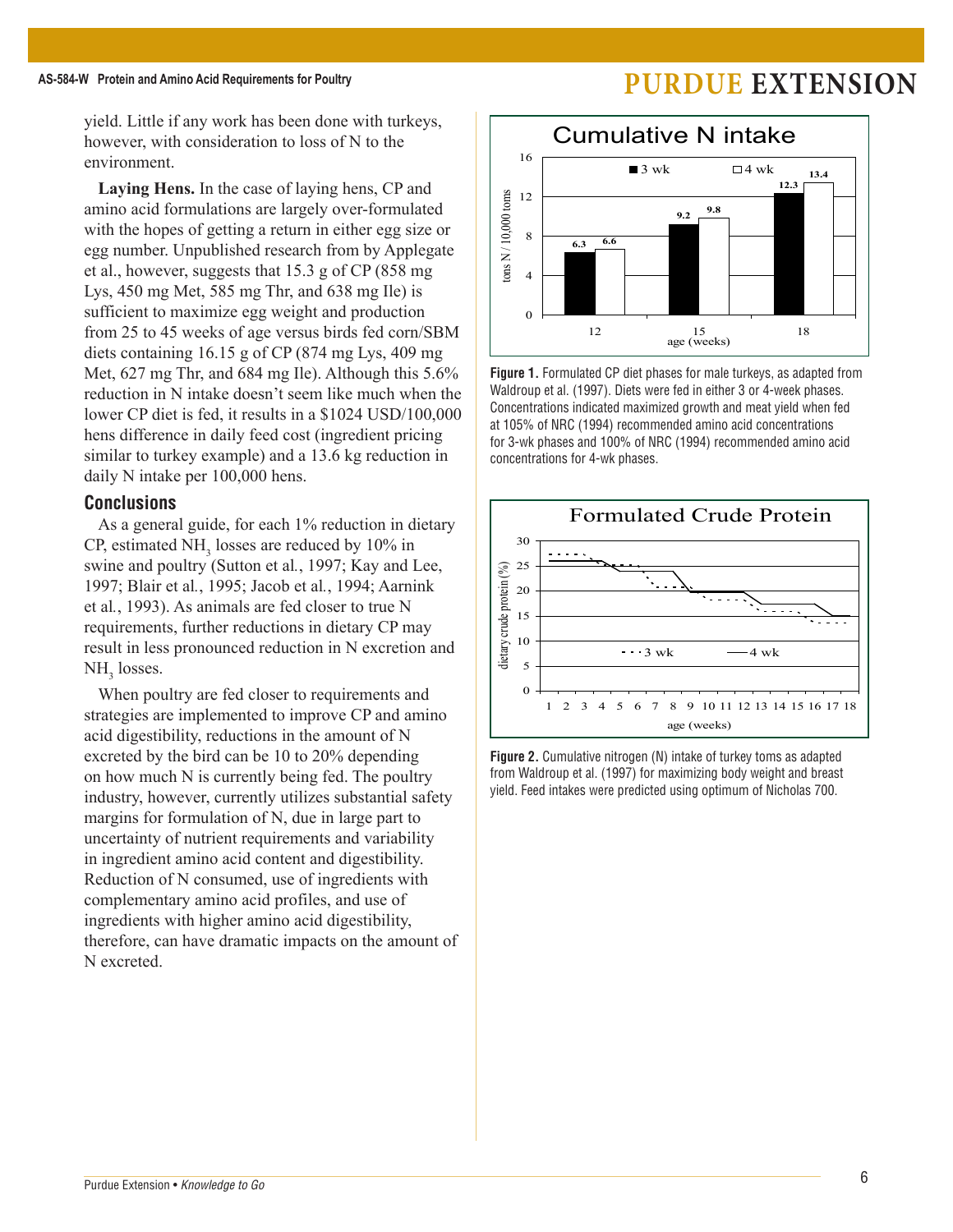yield. Little if any work has been done with turkeys, however, with consideration to loss of N to the environment.

**Laying Hens.** In the case of laying hens, CP and amino acid formulations are largely over-formulated with the hopes of getting a return in either egg size or egg number. Unpublished research from by Applegate et al., however, suggests that 15.3 g of CP (858 mg Lys, 450 mg Met, 585 mg Thr, and 638 mg Ile) is sufficient to maximize egg weight and production from 25 to 45 weeks of age versus birds fed corn/SBM diets containing 16.15 g of CP (874 mg Lys, 409 mg Met, 627 mg Thr, and 684 mg Ile). Although this 5.6% reduction in N intake doesn't seem like much when the lower CP diet is fed, it results in a $1024 USD/100,000 hens difference in daily feed cost (ingredient pricing similar to turkey example) and a 13.6 kg reduction in daily N intake per 100,000 hens.

## Conclusions

As a general guide, for each 1% reduction in dietary CP, estimated $NH_3$ losses are reduced by 10% in swine and poultry (Sutton et al., 1997; Kay and Lee, 1997; Blair et al., 1995; Jacob et al., 1994; Aarnink et al., 1993). As animals are fed closer to true N requirements, further reductions in dietary CP may result in less pronounced reduction in N excretion and $NH_3$ losses.

When poultry are fed closer to requirements and strategies are implemented to improve CP and amino acid digestibility, reductions in the amount of N excreted by the bird can be 10 to 20% depending on how much N is currently being fed. The poultry industry, however, currently utilizes substantial safety margins for formulation of N, due in large part to uncertainty of nutrient requirements and variability in ingredient amino acid content and digestibility. Reduction of N consumed, use of ingredients with complementary amino acid profiles, and use of ingredients with higher amino acid digestibility, therefore, can have dramatic impacts on the amount of N excreted.

**Cumulative N intake** (tons N / 10,000 toms)

| age (weeks) | 3 wk | 4 wk |
|---|---|---|
| 12 | 6.3 | 6.6 |
| 15 | 9.2 | 9.8 |
| 18 | 12.3 | 13.4 |

**Figure 1.** Formulated CP diet phases for male turkeys, as adapted from Waldroup et al. (1997). Diets were fed in either 3 or 4-week phases. Concentrations indicated maximized growth and meat yield when fed at 105% of NRC (1994) recommended amino acid concentrations for 3-wk phases and 100% of NRC (1994) recommended amino acid concentrations for 4-wk phases.

**Formulated Crude Protein** (dietary crude protein (%) vs. age (weeks), 3 wk and 4 wk phases)

**Figure 2.** Cumulative nitrogen (N) intake of turkey toms as adapted from Waldroup et al. (1997) for maximizing body weight and breast yield. Feed intakes were predicted using optimum of Nicholas 700.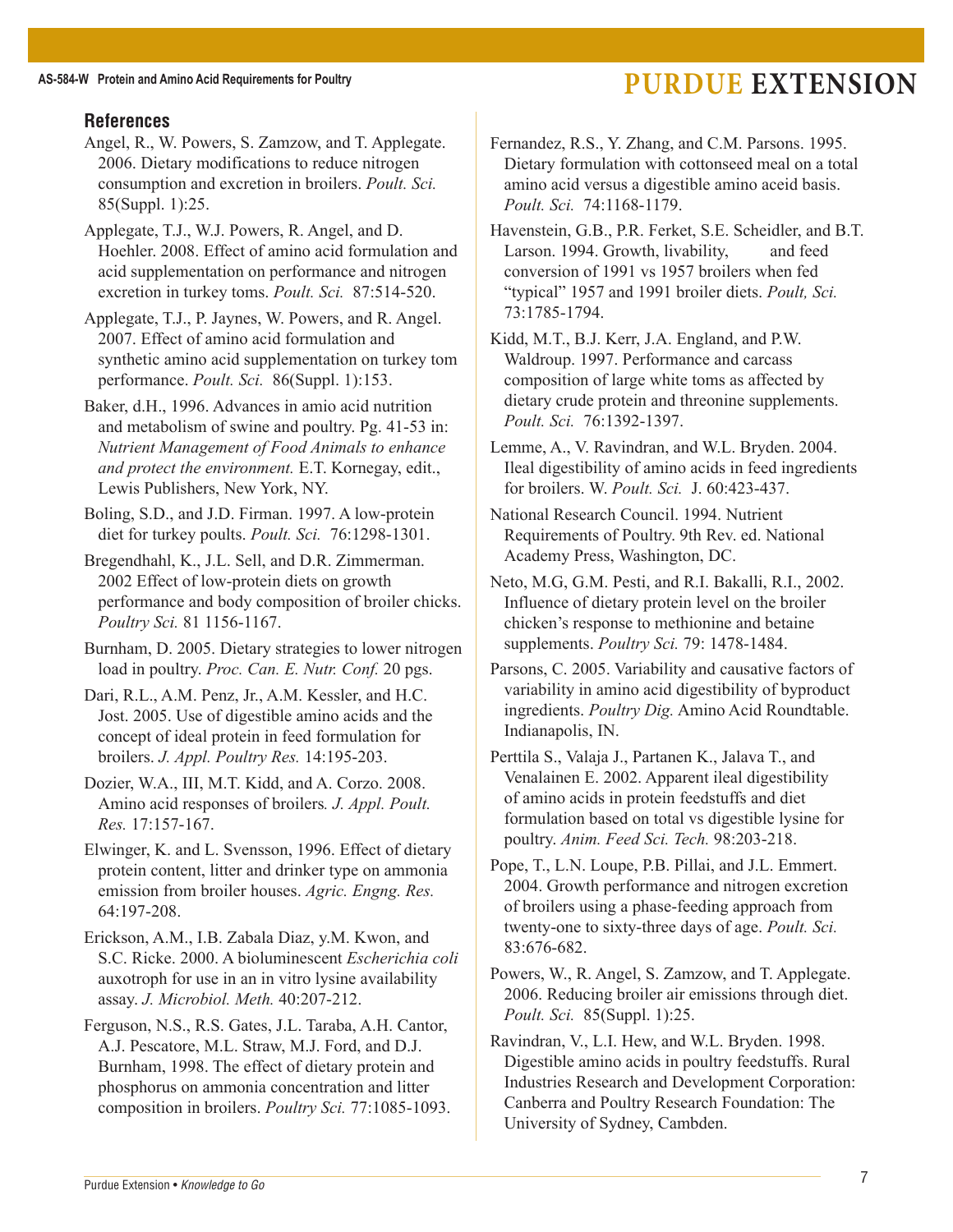## References

Angel, R., W. Powers, S. Zamzow, and T. Applegate. 2006. Dietary modifications to reduce nitrogen consumption and excretion in broilers. *Poult. Sci.* 85(Suppl. 1):25.

Applegate, T.J., W.J. Powers, R. Angel, and D. Hoehler. 2008. Effect of amino acid formulation and acid supplementation on performance and nitrogen excretion in turkey toms. *Poult. Sci.* 87:514-520.

Applegate, T.J., P. Jaynes, W. Powers, and R. Angel. 2007. Effect of amino acid formulation and synthetic amino acid supplementation on turkey tom performance. *Poult. Sci.* 86(Suppl. 1):153.

Baker, d.H., 1996. Advances in amio acid nutrition and metabolism of swine and poultry. Pg. 41-53 in: *Nutrient Management of Food Animals to enhance and protect the environment.* E.T. Kornegay, edit., Lewis Publishers, New York, NY.

Boling, S.D., and J.D. Firman. 1997. A low-protein diet for turkey poults. *Poult. Sci.* 76:1298-1301.

Bregendhahl, K., J.L. Sell, and D.R. Zimmerman. 2002 Effect of low-protein diets on growth performance and body composition of broiler chicks. *Poultry Sci.* 81 1156-1167.

Burnham, D. 2005. Dietary strategies to lower nitrogen load in poultry. *Proc. Can. E. Nutr. Conf.* 20 pgs.

Dari, R.L., A.M. Penz, Jr., A.M. Kessler, and H.C. Jost. 2005. Use of digestible amino acids and the concept of ideal protein in feed formulation for broilers. *J. Appl. Poultry Res.* 14:195-203.

Dozier, W.A., III, M.T. Kidd, and A. Corzo. 2008. Amino acid responses of broilers*.* *J. Appl. Poult. Res.* 17:157-167.

Elwinger, K. and L. Svensson, 1996. Effect of dietary protein content, litter and drinker type on ammonia emission from broiler houses. *Agric. Engng. Res.* 64:197-208.

Erickson, A.M., I.B. Zabala Diaz, y.M. Kwon, and S.C. Ricke. 2000. A bioluminescent *Escherichia coli* auxotroph for use in an in vitro lysine availability assay. *J. Microbiol. Meth.* 40:207-212.

Ferguson, N.S., R.S. Gates, J.L. Taraba, A.H. Cantor, A.J. Pescatore, M.L. Straw, M.J. Ford, and D.J. Burnham, 1998. The effect of dietary protein and phosphorus on ammonia concentration and litter composition in broilers. *Poultry Sci.* 77:1085-1093.

Fernandez, R.S., Y. Zhang, and C.M. Parsons. 1995. Dietary formulation with cottonseed meal on a total amino acid versus a digestible amino aceid basis. *Poult. Sci.* 74:1168-1179.

Havenstein, G.B., P.R. Ferket, S.E. Scheidler, and B.T. Larson. 1994. Growth, livability, and feed conversion of 1991 vs 1957 broilers when fed "typical" 1957 and 1991 broiler diets. *Poult, Sci.* 73:1785-1794.

Kidd, M.T., B.J. Kerr, J.A. England, and P.W. Waldroup. 1997. Performance and carcass composition of large white toms as affected by dietary crude protein and threonine supplements. *Poult. Sci.* 76:1392-1397.

Lemme, A., V. Ravindran, and W.L. Bryden. 2004. Ileal digestibility of amino acids in feed ingredients for broilers. W. *Poult. Sci.* J. 60:423-437.

National Research Council. 1994. Nutrient Requirements of Poultry. 9th Rev. ed. National Academy Press, Washington, DC.

Neto, M.G, G.M. Pesti, and R.I. Bakalli, R.I., 2002. Influence of dietary protein level on the broiler chicken's response to methionine and betaine supplements. *Poultry Sci.* 79: 1478-1484.

Parsons, C. 2005. Variability and causative factors of variability in amino acid digestibility of byproduct ingredients. *Poultry Dig.* Amino Acid Roundtable. Indianapolis, IN.

Perttila S., Valaja J., Partanen K., Jalava T., and Venalainen E. 2002. Apparent ileal digestibility of amino acids in protein feedstuffs and diet formulation based on total vs digestible lysine for poultry. *Anim. Feed Sci. Tech.* 98:203-218.

Pope, T., L.N. Loupe, P.B. Pillai, and J.L. Emmert. 2004. Growth performance and nitrogen excretion of broilers using a phase-feeding approach from twenty-one to sixty-three days of age. *Poult. Sci.* 83:676-682.

Powers, W., R. Angel, S. Zamzow, and T. Applegate. 2006. Reducing broiler air emissions through diet. *Poult. Sci.* 85(Suppl. 1):25.

Ravindran, V., L.I. Hew, and W.L. Bryden. 1998. Digestible amino acids in poultry feedstuffs. Rural Industries Research and Development Corporation: Canberra and Poultry Research Foundation: The University of Sydney, Cambden.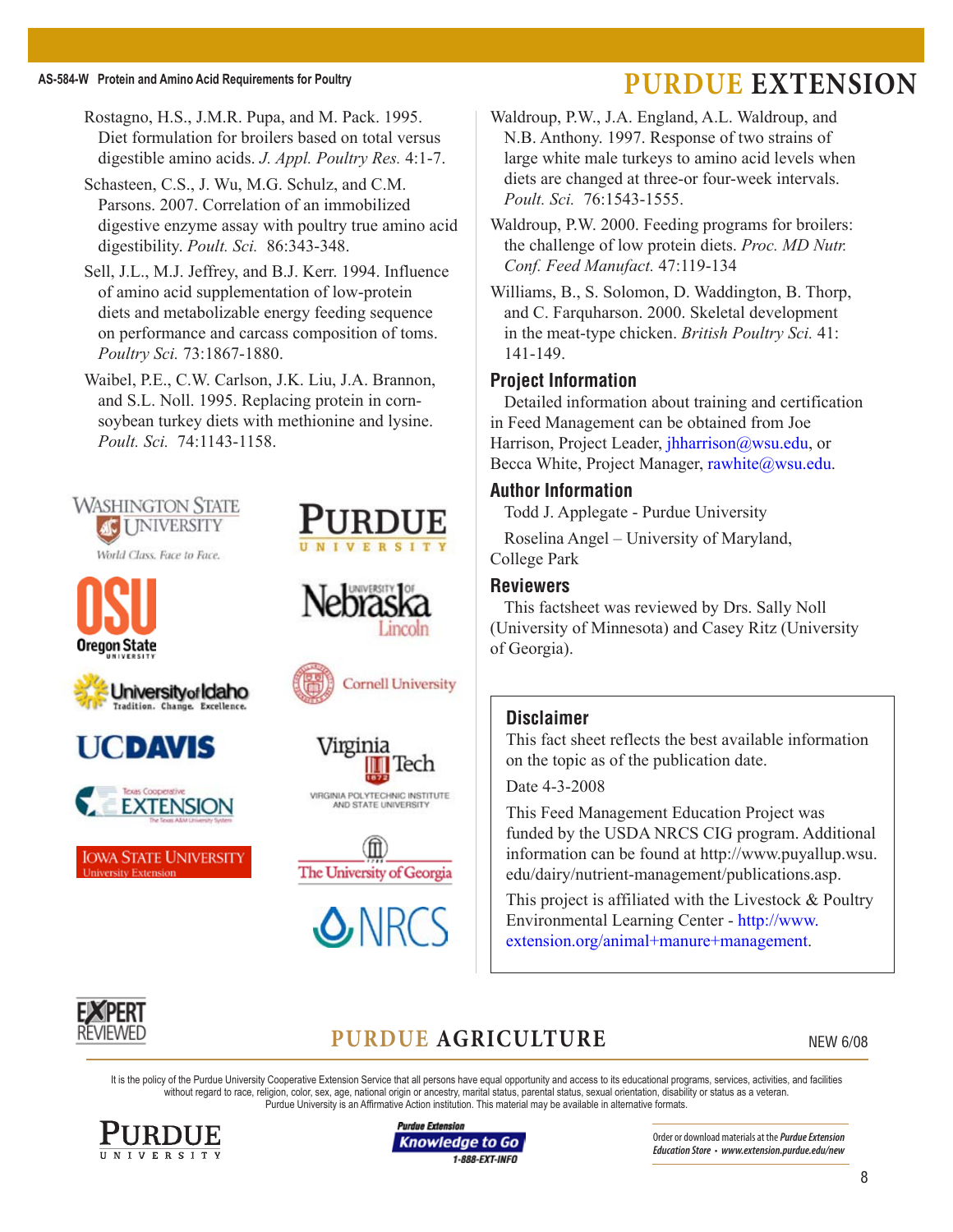Rostagno, H.S., J.M.R. Pupa, and M. Pack. 1995. Diet formulation for broilers based on total versus digestible amino acids. *J. Appl. Poultry Res.* 4:1-7.

Schasteen, C.S., J. Wu, M.G. Schulz, and C.M. Parsons. 2007. Correlation of an immobilized digestive enzyme assay with poultry true amino acid digestibility. *Poult. Sci.* 86:343-348.

Sell, J.L., M.J. Jeffrey, and B.J. Kerr. 1994. Influence of amino acid supplementation of low-protein diets and metabolizable energy feeding sequence on performance and carcass composition of toms. *Poultry Sci.* 73:1867-1880.

Waibel, P.E., C.W. Carlson, J.K. Liu, J.A. Brannon, and S.L. Noll. 1995. Replacing protein in corn-soybean turkey diets with methionine and lysine. *Poult. Sci.* 74:1143-1158.

Waldroup, P.W., J.A. England, A.L. Waldroup, and N.B. Anthony. 1997. Response of two strains of large white male turkeys to amino acid levels when diets are changed at three-or four-week intervals. *Poult. Sci.* 76:1543-1555.

Waldroup, P.W. 2000. Feeding programs for broilers: the challenge of low protein diets. *Proc. MD Nutr. Conf. Feed Manufact.* 47:119-134

Williams, B., S. Solomon, D. Waddington, B. Thorp, and C. Farquharson. 2000. Skeletal development in the meat-type chicken. *British Poultry Sci.* 41: 141-149.

## Project Information

Detailed information about training and certification in Feed Management can be obtained from Joe Harrison, Project Leader, jhharrison@wsu.edu, or Becca White, Project Manager, rawhite@wsu.edu.

## Author Information

Todd J. Applegate - Purdue University

Roselina Angel – University of Maryland, College Park

## Reviewers

This factsheet was reviewed by Drs. Sally Noll (University of Minnesota) and Casey Ritz (University of Georgia).

## Disclaimer

This fact sheet reflects the best available information on the topic as of the publication date.

Date 4-3-2008

This Feed Management Education Project was funded by the USDA NRCS CIG program. Additional information can be found at http://www.puyallup.wsu.edu/dairy/nutrient-management/publications.asp.

This project is affiliated with the Livestock & Poultry Environmental Learning Center - http://www.extension.org/animal+manure+management.

Washington State University — World Class. Face to Face.
Purdue University
Oregon State University
University of Nebraska Lincoln
University of Idaho — Tradition. Change. Excellence.
Cornell University
UC Davis
Virginia Tech — Virginia Polytechnic Institute and State University
Texas Cooperative Extension — The Texas A&M University System
Iowa State University — University Extension
The University of Georgia
NRCS

EXPERT REVIEWED

PURDUE AGRICULTURE

NEW 6/08

It is the policy of the Purdue University Cooperative Extension Service that all persons have equal opportunity and access to its educational programs, services, activities, and facilities without regard to race, religion, color, sex, age, national origin or ancestry, marital status, parental status, sexual orientation, disability or status as a veteran. Purdue University is an Affirmative Action institution. This material may be available in alternative formats.

Purdue Extension — Knowledge to Go — 1-888-EXT-INFO

Order or download materials at the *Purdue Extension Education Store • www.extension.purdue.edu/new*